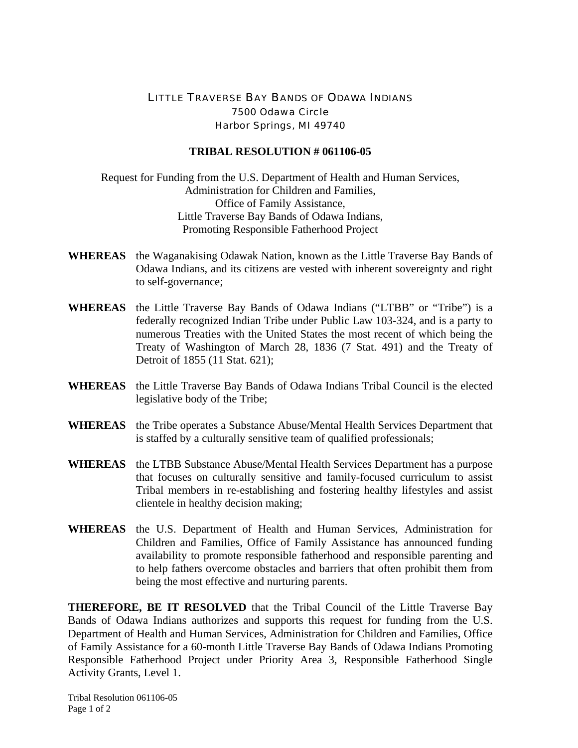# LITTLE TRAVERSE BAY BANDS OF ODAWA INDIANS

7500 Odawa Circle
Harbor Springs, MI 49740

## TRIBAL RESOLUTION # 061106-05

Request for Funding from the U.S. Department of Health and Human Services,
Administration for Children and Families,
Office of Family Assistance,
Little Traverse Bay Bands of Odawa Indians,
Promoting Responsible Fatherhood Project

**WHEREAS** the Waganakising Odawak Nation, known as the Little Traverse Bay Bands of Odawa Indians, and its citizens are vested with inherent sovereignty and right to self-governance;

**WHEREAS** the Little Traverse Bay Bands of Odawa Indians ("LTBB" or "Tribe") is a federally recognized Indian Tribe under Public Law 103-324, and is a party to numerous Treaties with the United States the most recent of which being the Treaty of Washington of March 28, 1836 (7 Stat. 491) and the Treaty of Detroit of 1855 (11 Stat. 621);

**WHEREAS** the Little Traverse Bay Bands of Odawa Indians Tribal Council is the elected legislative body of the Tribe;

**WHEREAS** the Tribe operates a Substance Abuse/Mental Health Services Department that is staffed by a culturally sensitive team of qualified professionals;

**WHEREAS** the LTBB Substance Abuse/Mental Health Services Department has a purpose that focuses on culturally sensitive and family-focused curriculum to assist Tribal members in re-establishing and fostering healthy lifestyles and assist clientele in healthy decision making;

**WHEREAS** the U.S. Department of Health and Human Services, Administration for Children and Families, Office of Family Assistance has announced funding availability to promote responsible fatherhood and responsible parenting and to help fathers overcome obstacles and barriers that often prohibit them from being the most effective and nurturing parents.

**THEREFORE, BE IT RESOLVED** that the Tribal Council of the Little Traverse Bay Bands of Odawa Indians authorizes and supports this request for funding from the U.S. Department of Health and Human Services, Administration for Children and Families, Office of Family Assistance for a 60-month Little Traverse Bay Bands of Odawa Indians Promoting Responsible Fatherhood Project under Priority Area 3, Responsible Fatherhood Single Activity Grants, Level 1.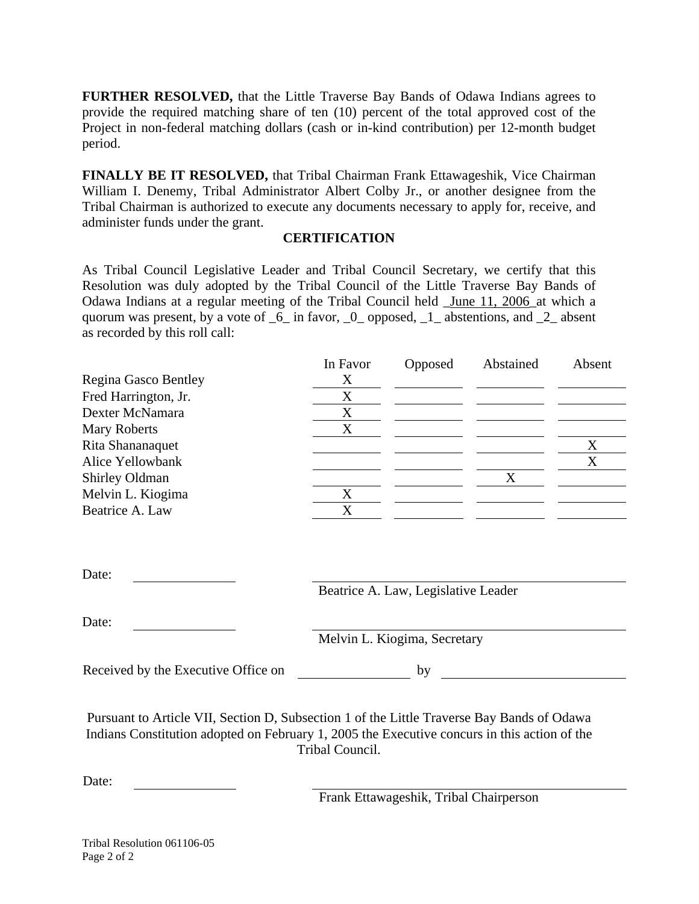**FURTHER RESOLVED,** that the Little Traverse Bay Bands of Odawa Indians agrees to provide the required matching share of ten (10) percent of the total approved cost of the Project in non-federal matching dollars (cash or in-kind contribution) per 12-month budget period.

**FINALLY BE IT RESOLVED,** that Tribal Chairman Frank Ettawageshik, Vice Chairman William I. Denemy, Tribal Administrator Albert Colby Jr., or another designee from the Tribal Chairman is authorized to execute any documents necessary to apply for, receive, and administer funds under the grant.

**CERTIFICATION**

As Tribal Council Legislative Leader and Tribal Council Secretary, we certify that this Resolution was duly adopted by the Tribal Council of the Little Traverse Bay Bands of Odawa Indians at a regular meeting of the Tribal Council held _June 11, 2006_ at which a quorum was present, by a vote of _6_ in favor, _0_ opposed, _1_ abstentions, and _2_ absent as recorded by this roll call:

| | In Favor | Opposed | Abstained | Absent |
|---|---|---|---|---|
| Regina Gasco Bentley | X | | | |
| Fred Harrington, Jr. | X | | | |
| Dexter McNamara | X | | | |
| Mary Roberts | X | | | |
| Rita Shananaquet | | | | X |
| Alice Yellowbank | | | | X |
| Shirley Oldman | | | X | |
| Melvin L. Kiogima | X | | | |
| Beatrice A. Law | X | | | |

Date: ______________ ______________________________
Beatrice A. Law, Legislative Leader

Date: ______________ ______________________________
Melvin L. Kiogima, Secretary

Received by the Executive Office on ______________ by ______________________

Pursuant to Article VII, Section D, Subsection 1 of the Little Traverse Bay Bands of Odawa Indians Constitution adopted on February 1, 2005 the Executive concurs in this action of the Tribal Council.

Date: ______________ ______________________________
Frank Ettawageshik, Tribal Chairperson

Tribal Resolution 061106-05